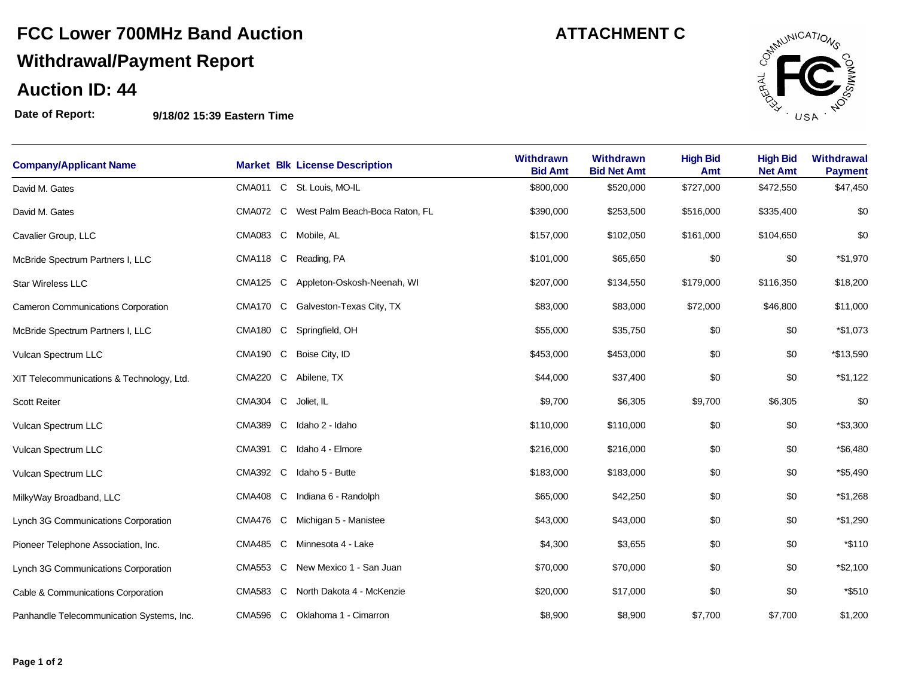# FCC Lower 700MHz Band Auction

## Withdrawal/Payment Report

## Auction ID: 44

**ATTACHMENT C**

**Date of Report:** **9/18/02 15:39 Eastern Time**

| Company/Applicant Name | Market | Blk | License Description | Withdrawn Bid Amt | Withdrawn Bid Net Amt | High Bid Amt | High Bid Net Amt | Withdrawal Payment |
|---|---|---|---|---|---|---|---|---|
| David M. Gates | CMA011 | C | St. Louis, MO-IL | $800,000 | $520,000 | $727,000 | $472,550 | $47,450 |
| David M. Gates | CMA072 | C | West Palm Beach-Boca Raton, FL | $390,000 | $253,500 | $516,000 | $335,400 | $0 |
| Cavalier Group, LLC | CMA083 | C | Mobile, AL | $157,000 | $102,050 | $161,000 | $104,650 | $0 |
| McBride Spectrum Partners I, LLC | CMA118 | C | Reading, PA | $101,000 | $65,650 | $0 | $0 | *$1,970 |
| Star Wireless LLC | CMA125 | C | Appleton-Oskosh-Neenah, WI | $207,000 | $134,550 | $179,000 | $116,350 | $18,200 |
| Cameron Communications Corporation | CMA170 | C | Galveston-Texas City, TX | $83,000 | $83,000 | $72,000 | $46,800 | $11,000 |
| McBride Spectrum Partners I, LLC | CMA180 | C | Springfield, OH | $55,000 | $35,750 | $0 | $0 | *$1,073 |
| Vulcan Spectrum LLC | CMA190 | C | Boise City, ID | $453,000 | $453,000 | $0 | $0 | *$13,590 |
| XIT Telecommunications & Technology, Ltd. | CMA220 | C | Abilene, TX | $44,000 | $37,400 | $0 | $0 | *$1,122 |
| Scott Reiter | CMA304 | C | Joliet, IL | $9,700 | $6,305 | $9,700 | $6,305 | $0 |
| Vulcan Spectrum LLC | CMA389 | C | Idaho 2 - Idaho | $110,000 | $110,000 | $0 | $0 | *$3,300 |
| Vulcan Spectrum LLC | CMA391 | C | Idaho 4 - Elmore | $216,000 | $216,000 | $0 | $0 | *$6,480 |
| Vulcan Spectrum LLC | CMA392 | C | Idaho 5 - Butte | $183,000 | $183,000 | $0 | $0 | *$5,490 |
| MilkyWay Broadband, LLC | CMA408 | C | Indiana 6 - Randolph | $65,000 | $42,250 | $0 | $0 | *$1,268 |
| Lynch 3G Communications Corporation | CMA476 | C | Michigan 5 - Manistee | $43,000 | $43,000 | $0 | $0 | *$1,290 |
| Pioneer Telephone Association, Inc. | CMA485 | C | Minnesota 4 - Lake | $4,300 | $3,655 | $0 | $0 | *$110 |
| Lynch 3G Communications Corporation | CMA553 | C | New Mexico 1 - San Juan | $70,000 | $70,000 | $0 | $0 | *$2,100 |
| Cable & Communications Corporation | CMA583 | C | North Dakota 4 - McKenzie | $20,000 | $17,000 | $0 | $0 | *$510 |
| Panhandle Telecommunication Systems, Inc. | CMA596 | C | Oklahoma 1 - Cimarron | $8,900 | $8,900 | $7,700 | $7,700 | $1,200 |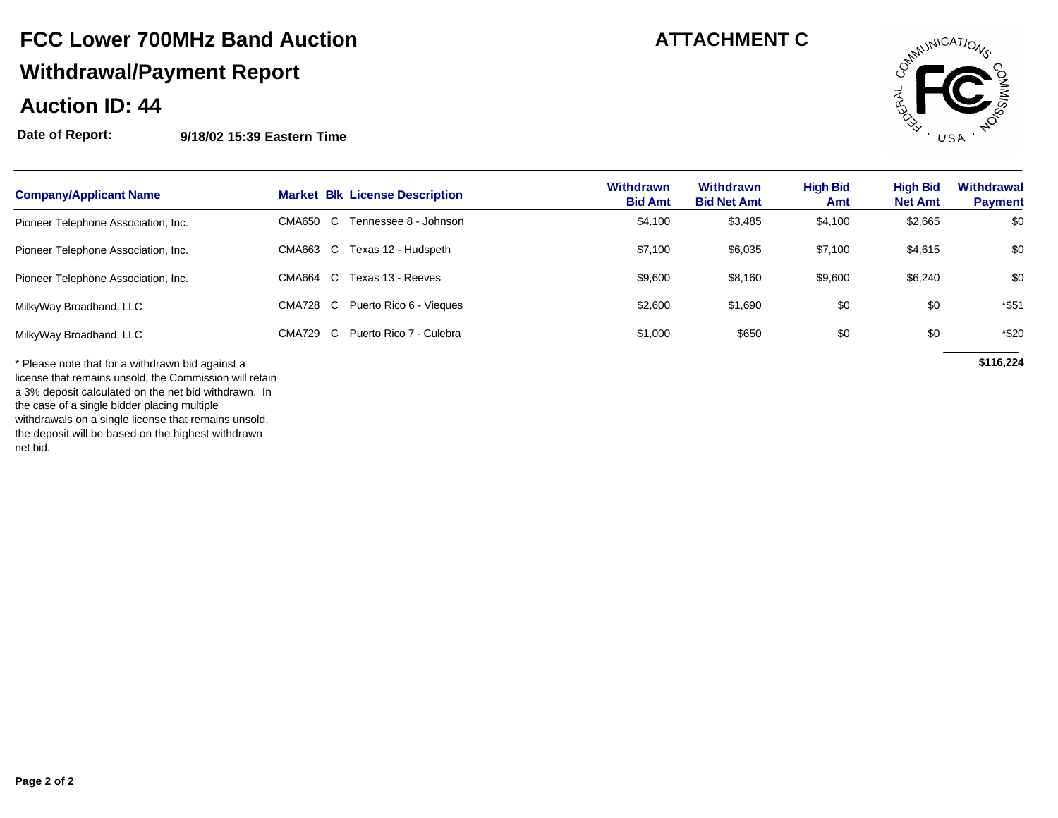# FCC Lower 700MHz Band Auction

## Withdrawal/Payment Report

## Auction ID: 44

**ATTACHMENT C**

**Date of Report:** **9/18/02 15:39 Eastern Time**

| Company/Applicant Name | Market | Blk | License Description | Withdrawn Bid Amt | Withdrawn Bid Net Amt | High Bid Amt | High Bid Net Amt | Withdrawal Payment |
|---|---|---|---|---|---|---|---|---|
| Pioneer Telephone Association, Inc. | CMA650 | C | Tennessee 8 - Johnson | $4,100 | $3,485 | $4,100 | $2,665 | $0 |
| Pioneer Telephone Association, Inc. | CMA663 | C | Texas 12 - Hudspeth | $7,100 | $6,035 | $7,100 | $4,615 | $0 |
| Pioneer Telephone Association, Inc. | CMA664 | C | Texas 13 - Reeves | $9,600 | $8,160 | $9,600 | $6,240 | $0 |
| MilkyWay Broadband, LLC | CMA728 | C | Puerto Rico 6 - Vieques | $2,600 | $1,690 | $0 | $0 | *$51 |
| MilkyWay Broadband, LLC | CMA729 | C | Puerto Rico 7 - Culebra | $1,000 | $650 | $0 | $0 | *$20 |
| | | | | | | | | **$116,224** |

* Please note that for a withdrawn bid against a license that remains unsold, the Commission will retain a 3% deposit calculated on the net bid withdrawn. In the case of a single bidder placing multiple withdrawals on a single license that remains unsold, the deposit will be based on the highest withdrawn net bid.